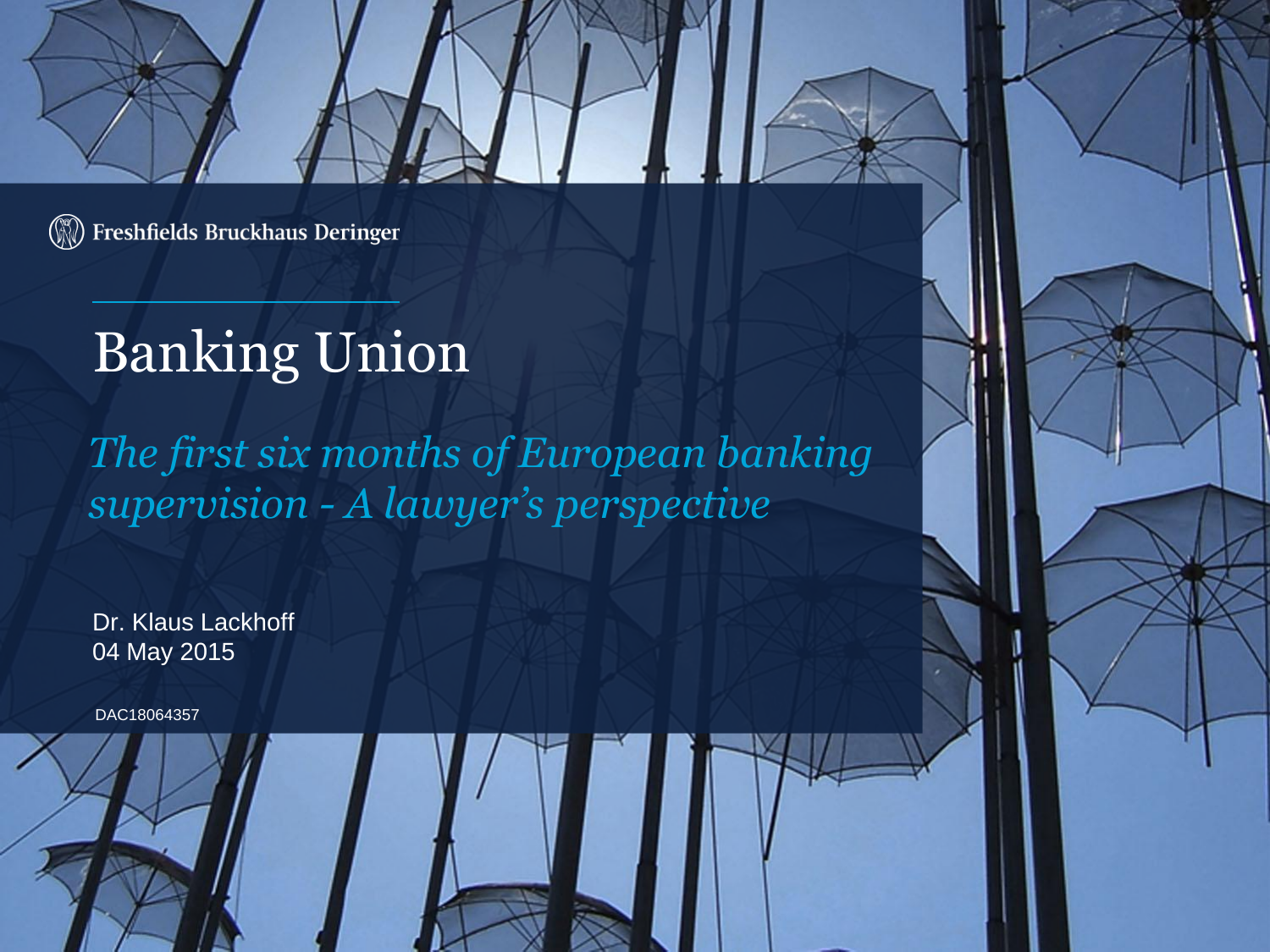Freshfields Bruckhaus Deringer

# Banking Union

*The first six months of European banking supervision - A lawyer's perspective*

Dr. Klaus Lackhoff
04 May 2015

DAC18064357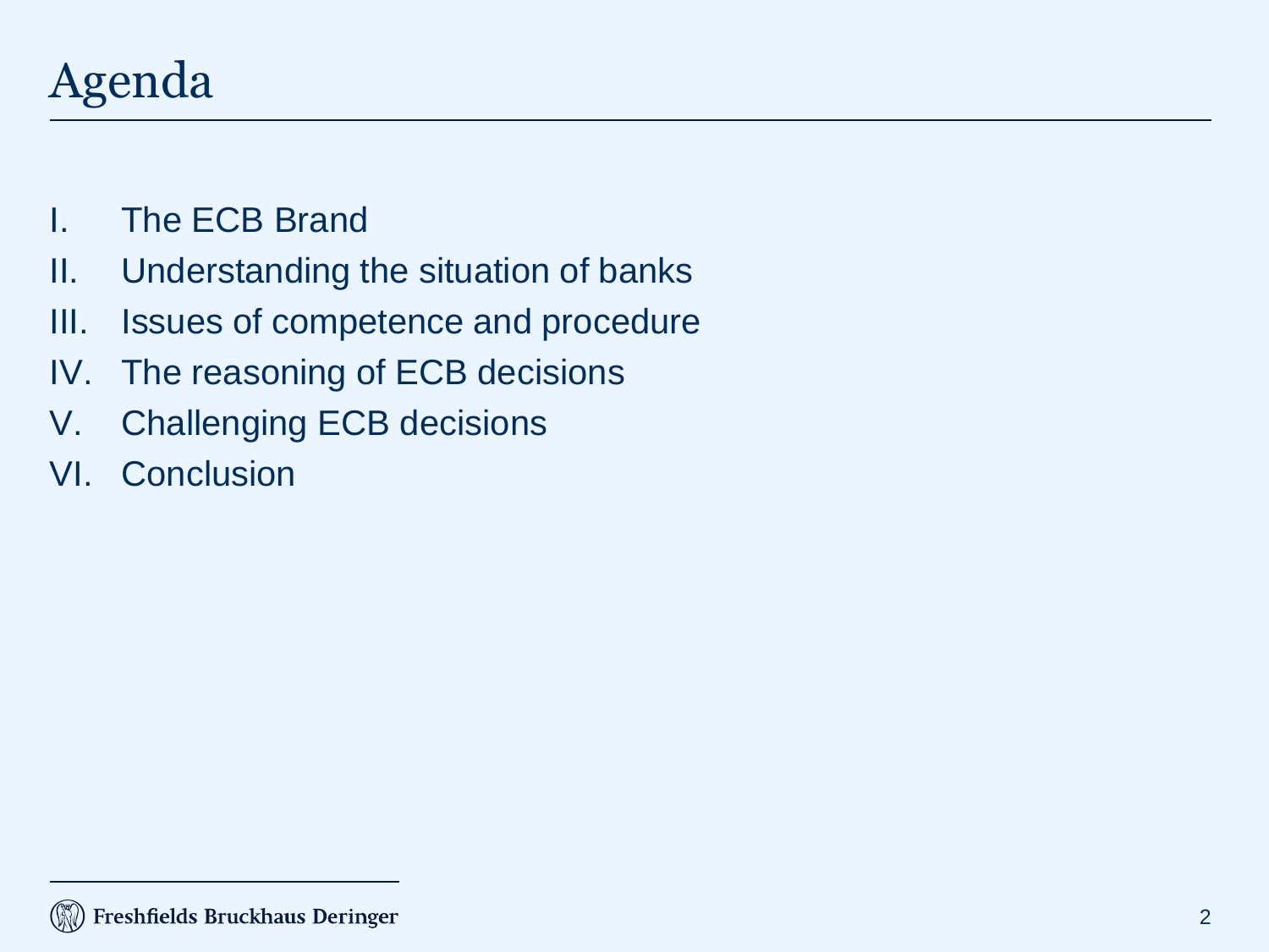# Agenda

I. The ECB Brand

II. Understanding the situation of banks

III. Issues of competence and procedure

IV. The reasoning of ECB decisions

V. Challenging ECB decisions

VI. Conclusion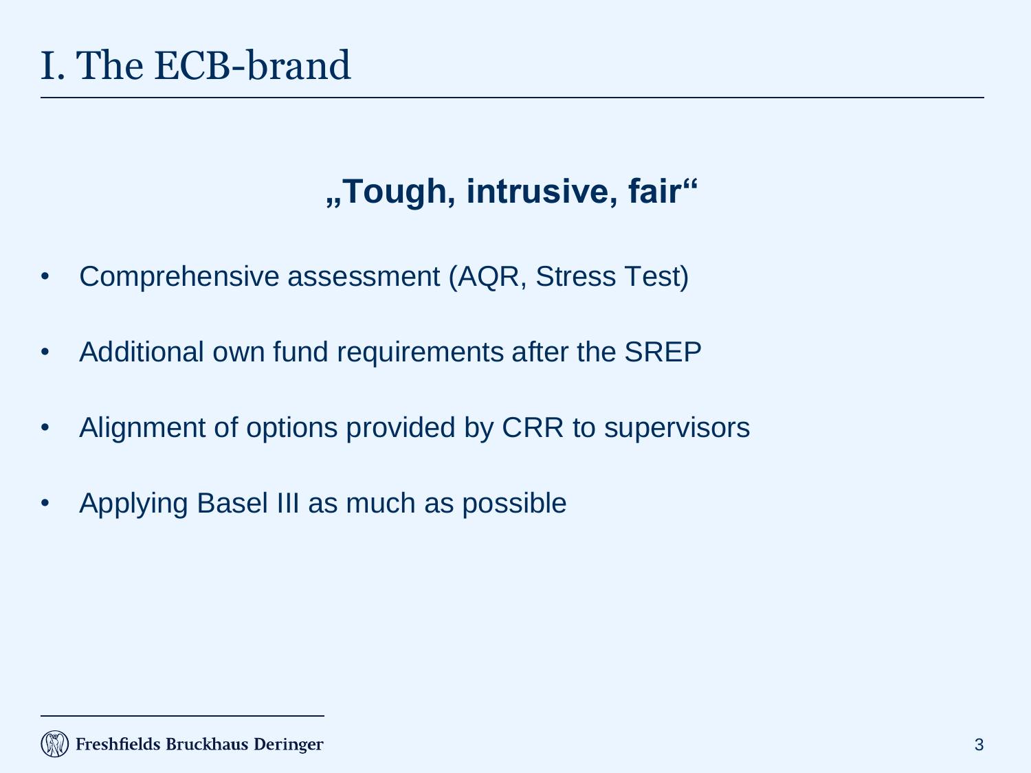# I. The ECB-brand

**„Tough, intrusive, fair“**

- Comprehensive assessment (AQR, Stress Test)
- Additional own fund requirements after the SREP
- Alignment of options provided by CRR to supervisors
- Applying Basel III as much as possible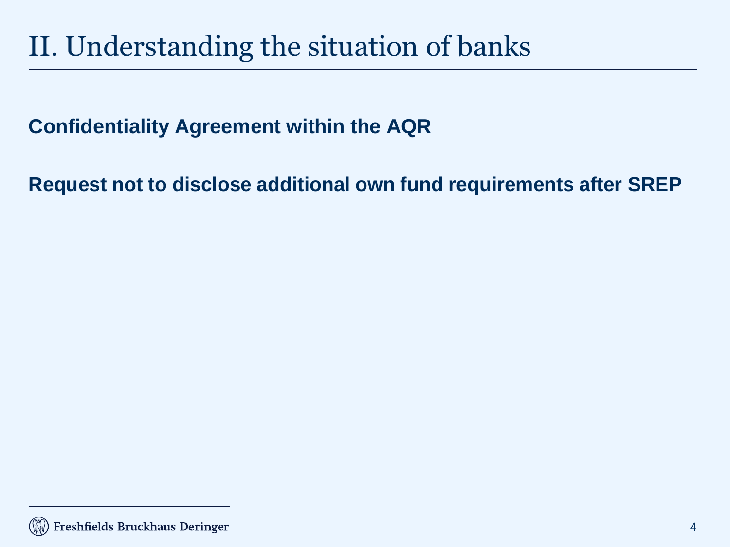# II. Understanding the situation of banks

**Confidentiality Agreement within the AQR**

**Request not to disclose additional own fund requirements after SREP**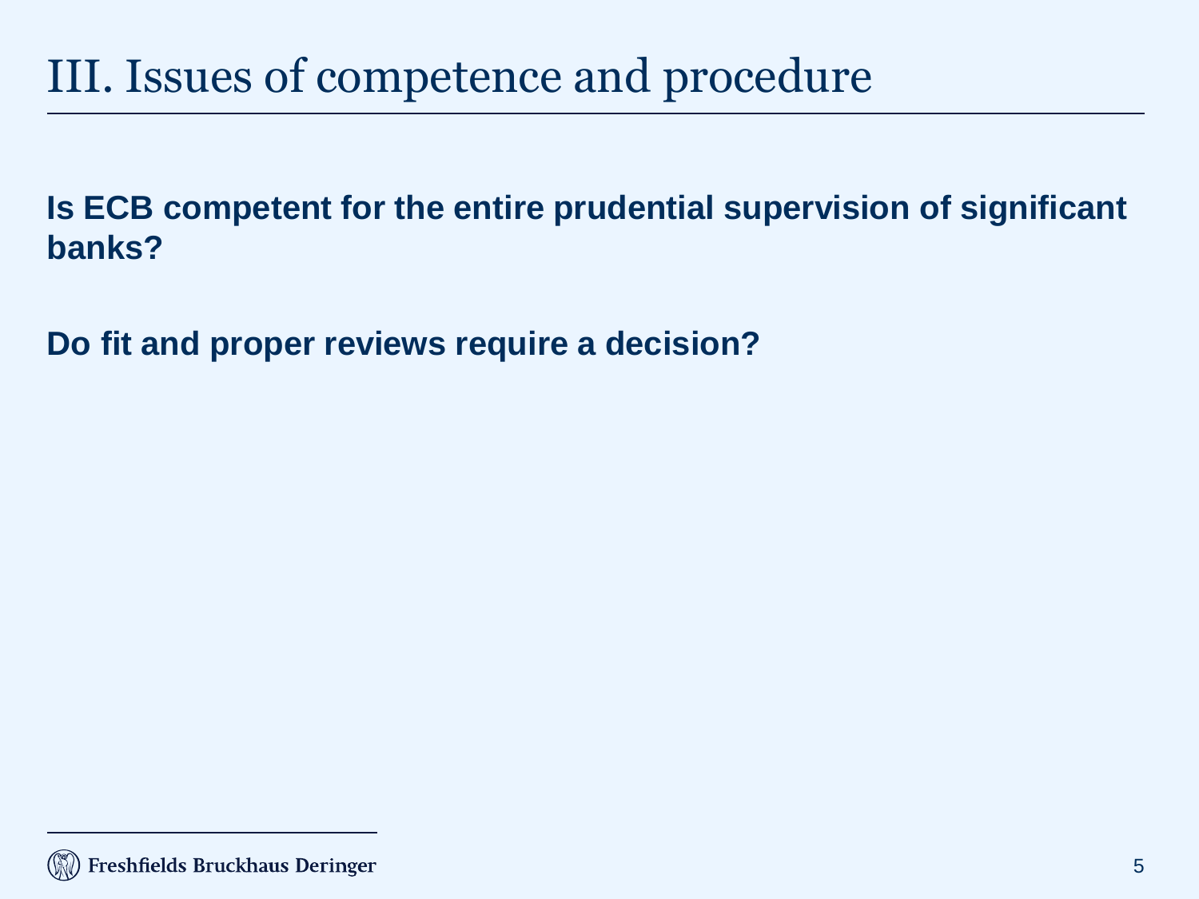# III. Issues of competence and procedure

**Is ECB competent for the entire prudential supervision of significant banks?**

**Do fit and proper reviews require a decision?**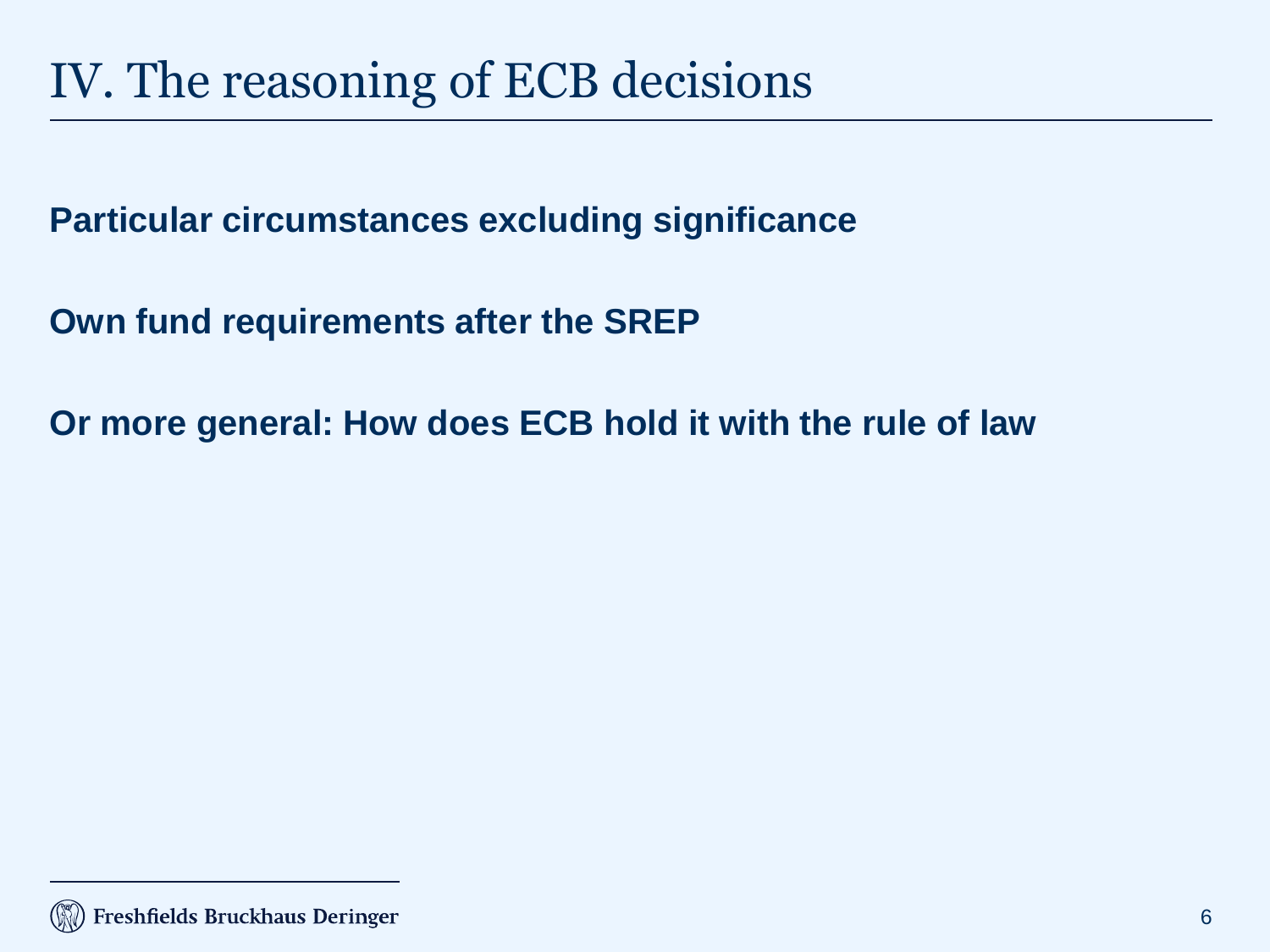# IV. The reasoning of ECB decisions

**Particular circumstances excluding significance**

**Own fund requirements after the SREP**

**Or more general: How does ECB hold it with the rule of law**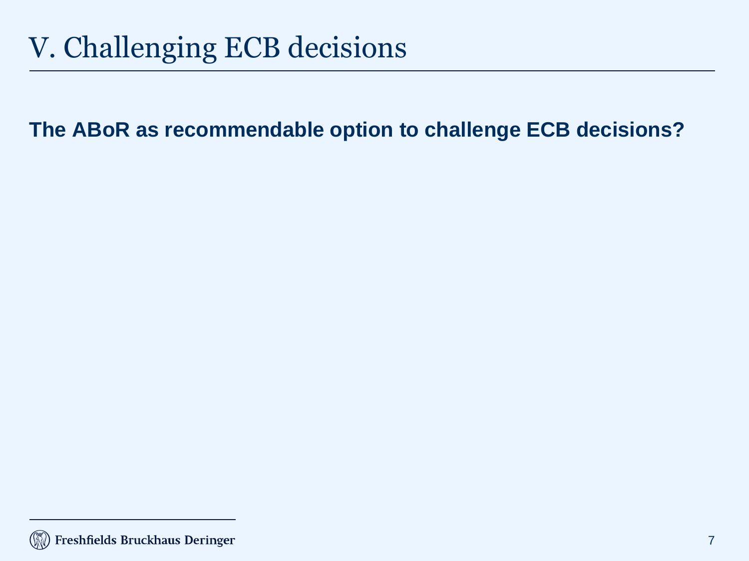# V. Challenging ECB decisions

**The ABoR as recommendable option to challenge ECB decisions?**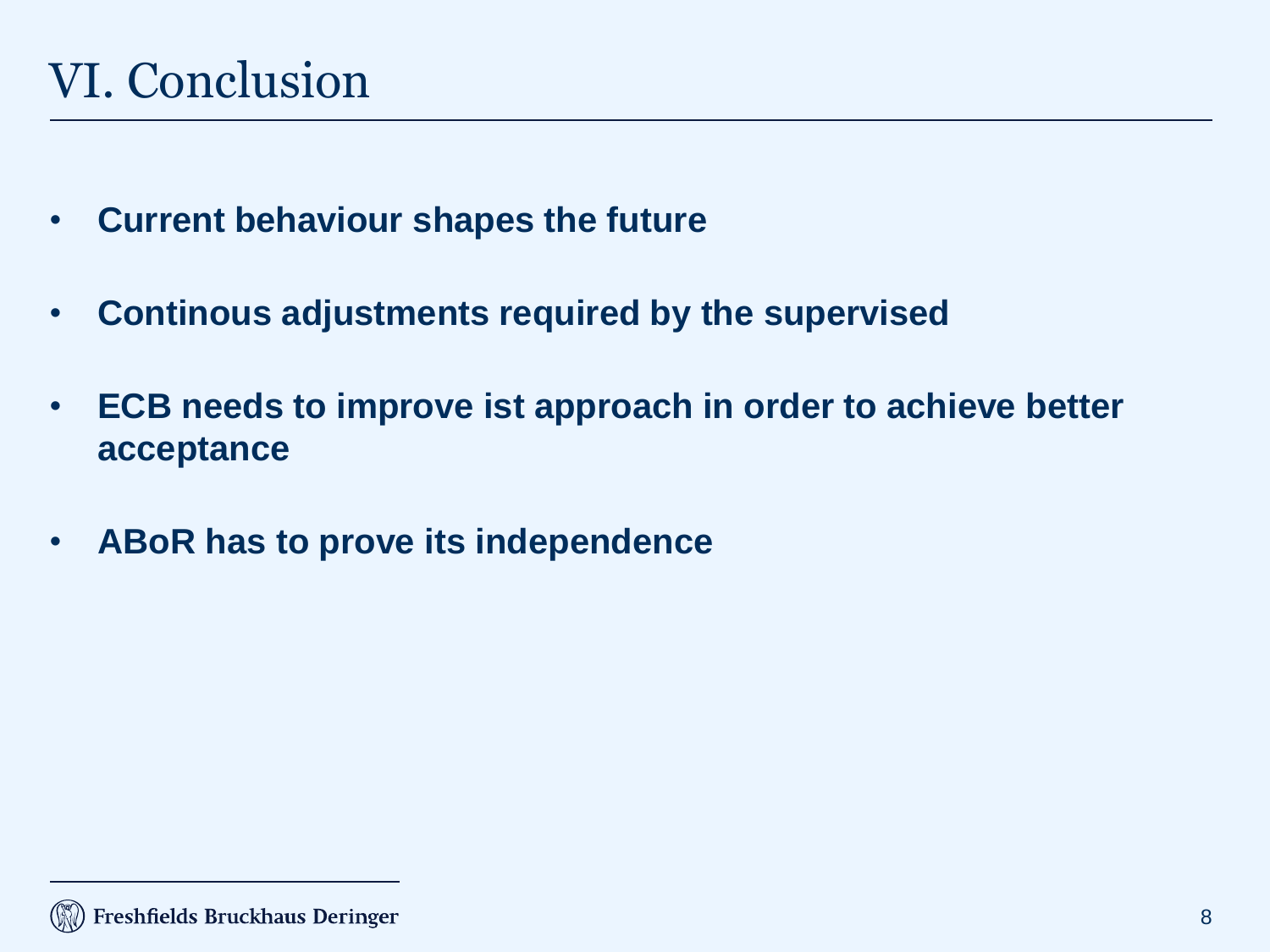# VI. Conclusion

- **Current behaviour shapes the future**
- **Continous adjustments required by the supervised**
- **ECB needs to improve ist approach in order to achieve better acceptance**
- **ABoR has to prove its independence**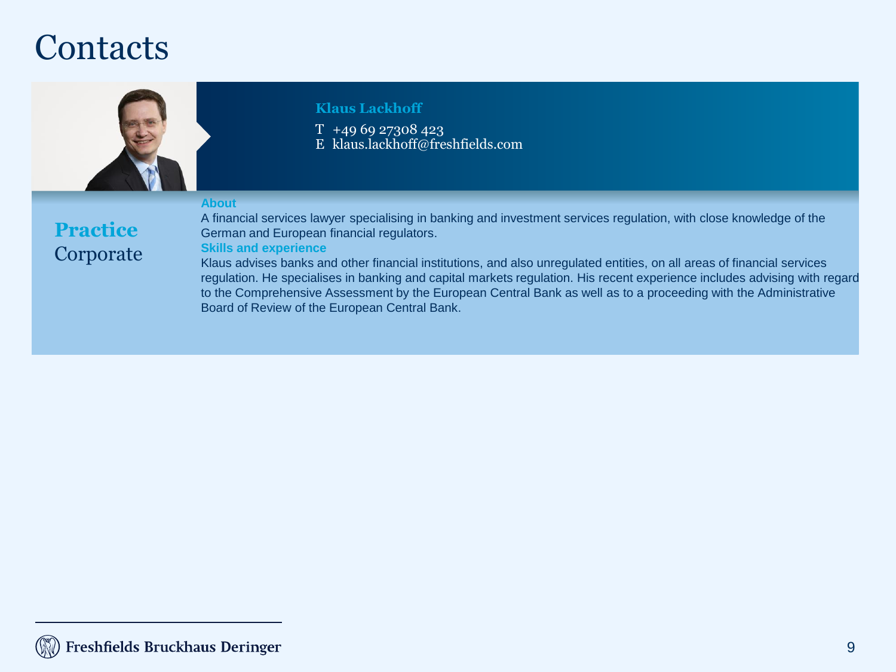# Contacts

**Klaus Lackhoff**

T +49 69 27308 423
E klaus.lackhoff@freshfields.com

**Practice**
Corporate

**About**

A financial services lawyer specialising in banking and investment services regulation, with close knowledge of the German and European financial regulators.

**Skills and experience**

Klaus advises banks and other financial institutions, and also unregulated entities, on all areas of financial services regulation. He specialises in banking and capital markets regulation. His recent experience includes advising with regard to the Comprehensive Assessment by the European Central Bank as well as to a proceeding with the Administrative Board of Review of the European Central Bank.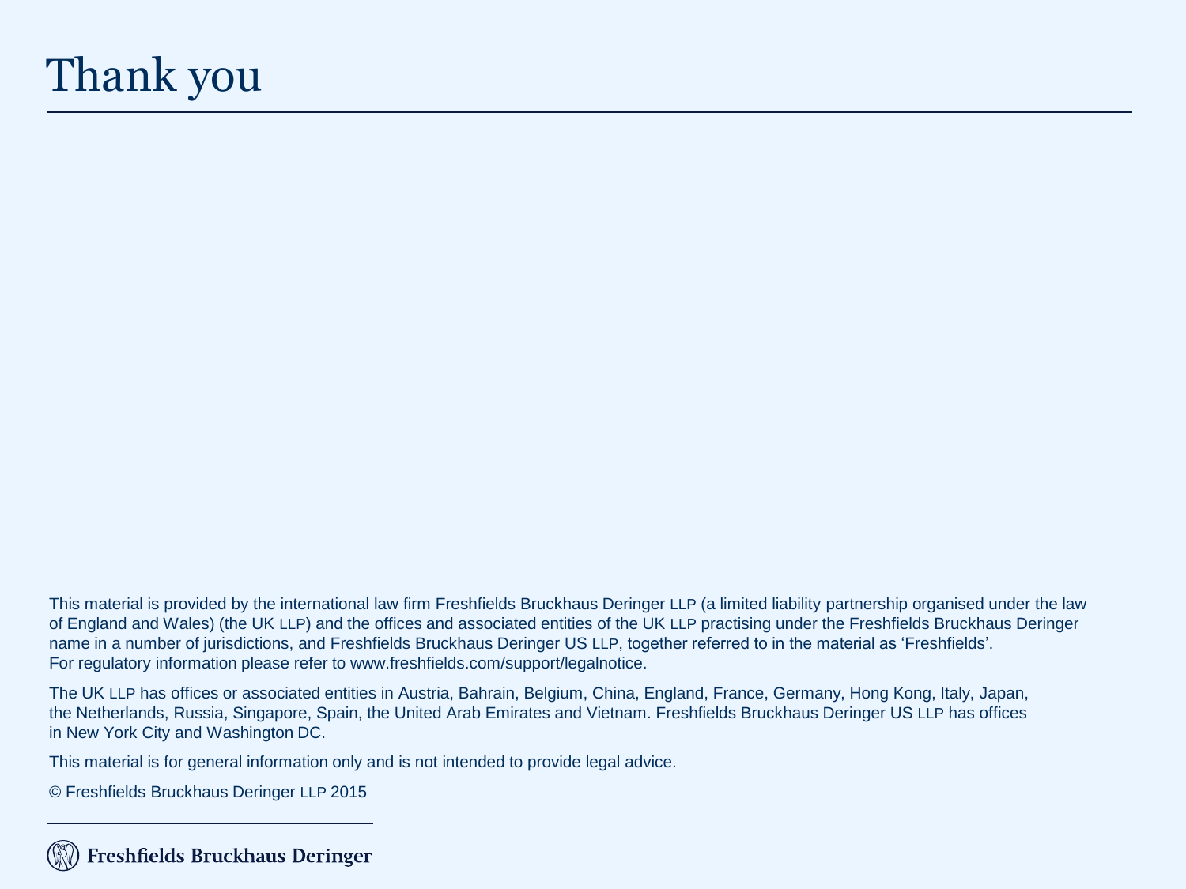# Thank you

This material is provided by the international law firm Freshfields Bruckhaus Deringer LLP (a limited liability partnership organised under the law of England and Wales) (the UK LLP) and the offices and associated entities of the UK LLP practising under the Freshfields Bruckhaus Deringer name in a number of jurisdictions, and Freshfields Bruckhaus Deringer US LLP, together referred to in the material as 'Freshfields'. For regulatory information please refer to www.freshfields.com/support/legalnotice.

The UK LLP has offices or associated entities in Austria, Bahrain, Belgium, China, England, France, Germany, Hong Kong, Italy, Japan, the Netherlands, Russia, Singapore, Spain, the United Arab Emirates and Vietnam. Freshfields Bruckhaus Deringer US LLP has offices in New York City and Washington DC.

This material is for general information only and is not intended to provide legal advice.

© Freshfields Bruckhaus Deringer LLP 2015

Freshfields Bruckhaus Deringer